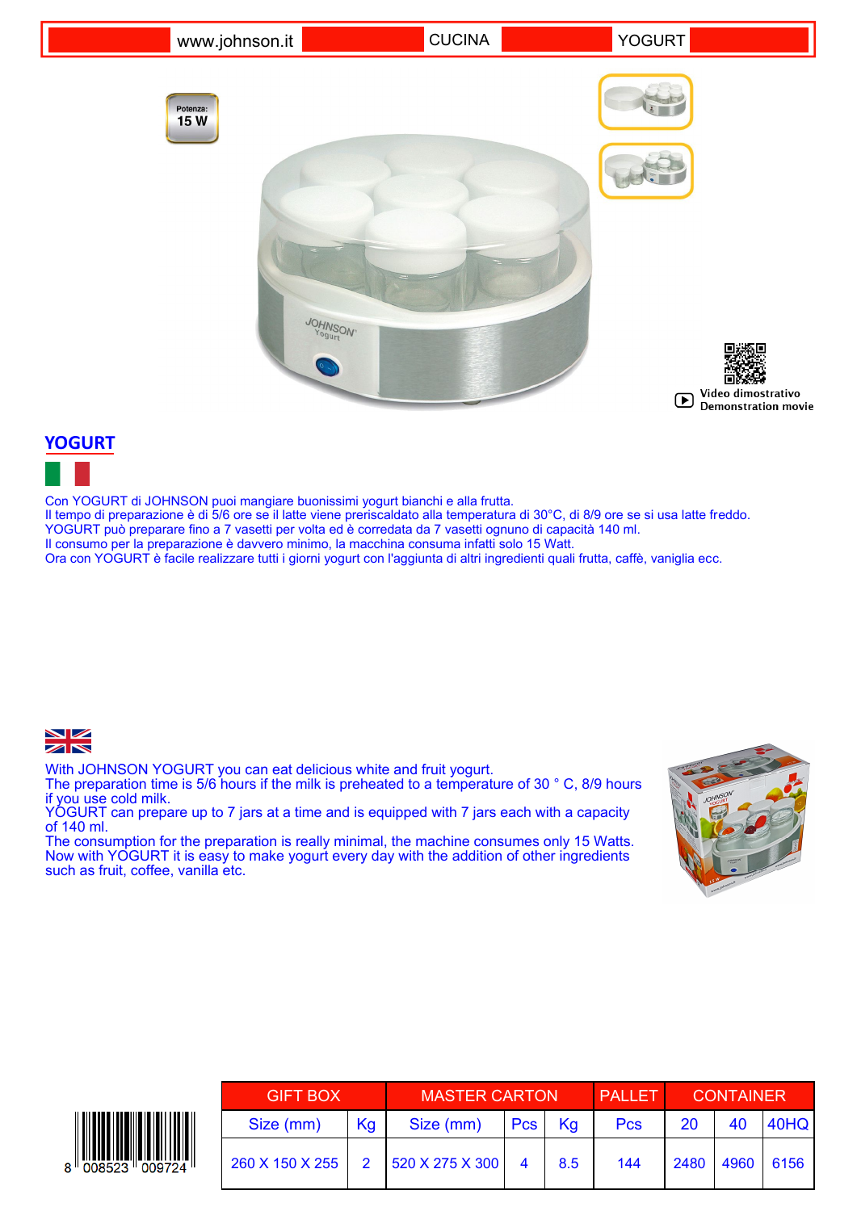www.johnson.it | CUCINA | YOGURT

Potenza: 15 W

Video dimostrativo
Demonstration movie

## YOGURT

Con YOGURT di JOHNSON puoi mangiare buonissimi yogurt bianchi e alla frutta.
Il tempo di preparazione è di 5/6 ore se il latte viene preriscaldato alla temperatura di 30°C, di 8/9 ore se si usa latte freddo.
YOGURT può preparare fino a 7 vasetti per volta ed è corredata da 7 vasetti ognuno di capacità 140 ml.
Il consumo per la preparazione è davvero minimo, la macchina consuma infatti solo 15 Watt.
Ora con YOGURT è facile realizzare tutti i giorni yogurt con l'aggiunta di altri ingredienti quali frutta, caffè, vaniglia ecc.

With JOHNSON YOGURT you can eat delicious white and fruit yogurt.
The preparation time is 5/6 hours if the milk is preheated to a temperature of 30 ° C, 8/9 hours if you use cold milk.
YOGURT can prepare up to 7 jars at a time and is equipped with 7 jars each with a capacity of 140 ml.
The consumption for the preparation is really minimal, the machine consumes only 15 Watts.
Now with YOGURT it is easy to make yogurt every day with the addition of other ingredients such as fruit, coffee, vanilla etc.

8 008523 009724

| GIFT BOX | | MASTER CARTON | | | PALLET | CONTAINER | | |
|---|---|---|---|---|---|---|---|---|
| Size (mm) | Kg | Size (mm) | Pcs | Kg | Pcs | 20 | 40 | 40HQ |
| 260 X 150 X 255 | 2 | 520 X 275 X 300 | 4 | 8.5 | 144 | 2480 | 4960 | 6156 |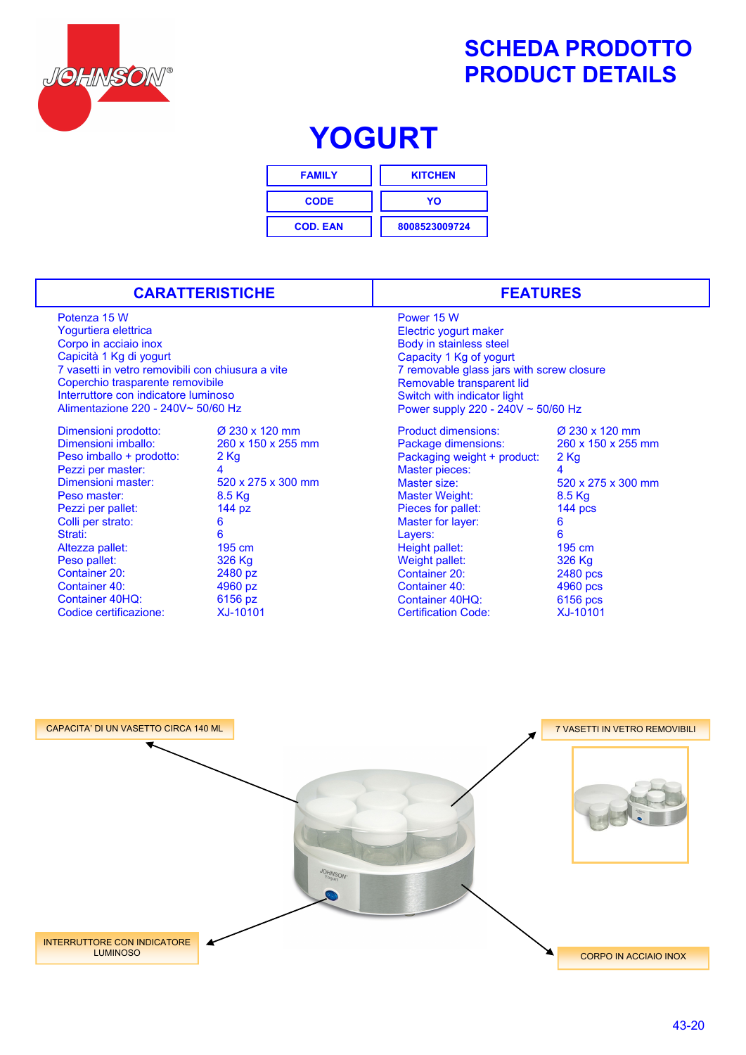# SCHEDA PRODOTTO
# PRODUCT DETAILS

# YOGURT

| | |
|---|---|
| FAMILY | KITCHEN |
| CODE | YO |
| COD. EAN | 8008523009724 |

## CARATTERISTICHE

Potenza 15 W
Yogurtiera elettrica
Corpo in acciaio inox
Capicità 1 Kg di yogurt
7 vasetti in vetro removibili con chiusura a vite
Coperchio trasparente removibile
Interruttore con indicatore luminoso
Alimentazione 220 - 240V~ 50/60 Hz

| | |
|---|---|
| Dimensioni prodotto: | Ø 230 x 120 mm |
| Dimensioni imballo: | 260 x 150 x 255 mm |
| Peso imballo + prodotto: | 2 Kg |
| Pezzi per master: | 4 |
| Dimensioni master: | 520 x 275 x 300 mm |
| Peso master: | 8.5 Kg |
| Pezzi per pallet: | 144 pz |
| Colli per strato: | 6 |
| Strati: | 6 |
| Altezza pallet: | 195 cm |
| Peso pallet: | 326 Kg |
| Container 20: | 2480 pz |
| Container 40: | 4960 pz |
| Container 40HQ: | 6156 pz |
| Codice certificazione: | XJ-10101 |

## FEATURES

Power 15 W
Electric yogurt maker
Body in stainless steel
Capacity 1 Kg of yogurt
7 removable glass jars with screw closure
Removable transparent lid
Switch with indicator light
Power supply 220 - 240V ~ 50/60 Hz

| | |
|---|---|
| Product dimensions: | Ø 230 x 120 mm |
| Package dimensions: | 260 x 150 x 255 mm |
| Packaging weight + product: | 2 Kg |
| Master pieces: | 4 |
| Master size: | 520 x 275 x 300 mm |
| Master Weight: | 8.5 Kg |
| Pieces for pallet: | 144 pcs |
| Master for layer: | 6 |
| Layers: | 6 |
| Height pallet: | 195 cm |
| Weight pallet: | 326 Kg |
| Container 20: | 2480 pcs |
| Container 40: | 4960 pcs |
| Container 40HQ: | 6156 pcs |
| Certification Code: | XJ-10101 |

CAPACITA' DI UN VASETTO CIRCA 140 ML

7 VASETTI IN VETRO REMOVIBILI

INTERRUTTORE CON INDICATORE LUMINOSO

CORPO IN ACCIAIO INOX